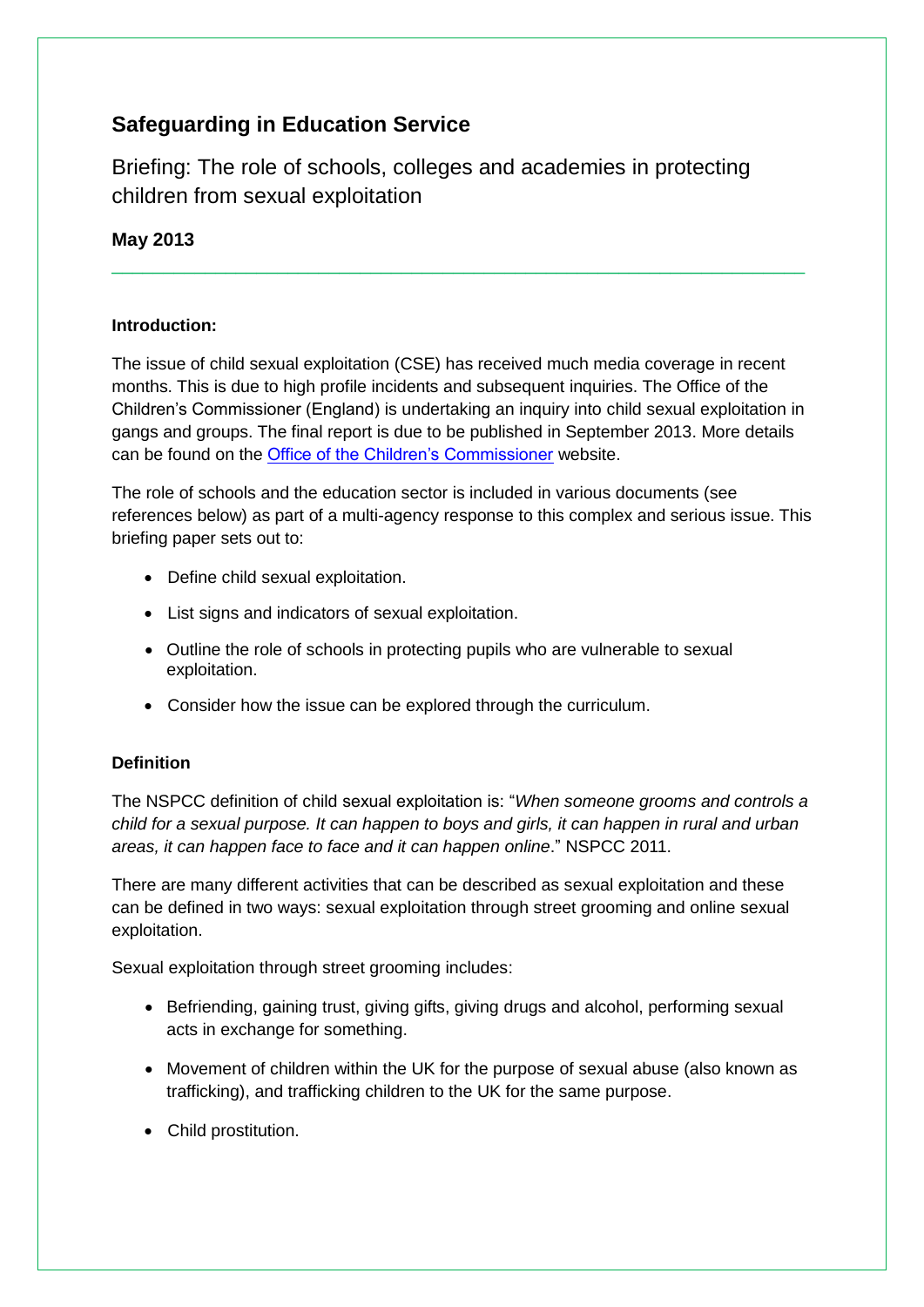# Safeguarding in Education Service

Briefing: The role of schools, colleges and academies in protecting children from sexual exploitation

**May 2013**

---

### Introduction:

The issue of child sexual exploitation (CSE) has received much media coverage in recent months. This is due to high profile incidents and subsequent inquiries. The Office of the Children's Commissioner (England) is undertaking an inquiry into child sexual exploitation in gangs and groups. The final report is due to be published in September 2013. More details can be found on the Office of the Children's Commissioner website.

The role of schools and the education sector is included in various documents (see references below) as part of a multi-agency response to this complex and serious issue. This briefing paper sets out to:

- Define child sexual exploitation.
- List signs and indicators of sexual exploitation.
- Outline the role of schools in protecting pupils who are vulnerable to sexual exploitation.
- Consider how the issue can be explored through the curriculum.

### Definition

The NSPCC definition of child sexual exploitation is: "*When someone grooms and controls a child for a sexual purpose. It can happen to boys and girls, it can happen in rural and urban areas, it can happen face to face and it can happen online*." NSPCC 2011.

There are many different activities that can be described as sexual exploitation and these can be defined in two ways: sexual exploitation through street grooming and online sexual exploitation.

Sexual exploitation through street grooming includes:

- Befriending, gaining trust, giving gifts, giving drugs and alcohol, performing sexual acts in exchange for something.
- Movement of children within the UK for the purpose of sexual abuse (also known as trafficking), and trafficking children to the UK for the same purpose.
- Child prostitution.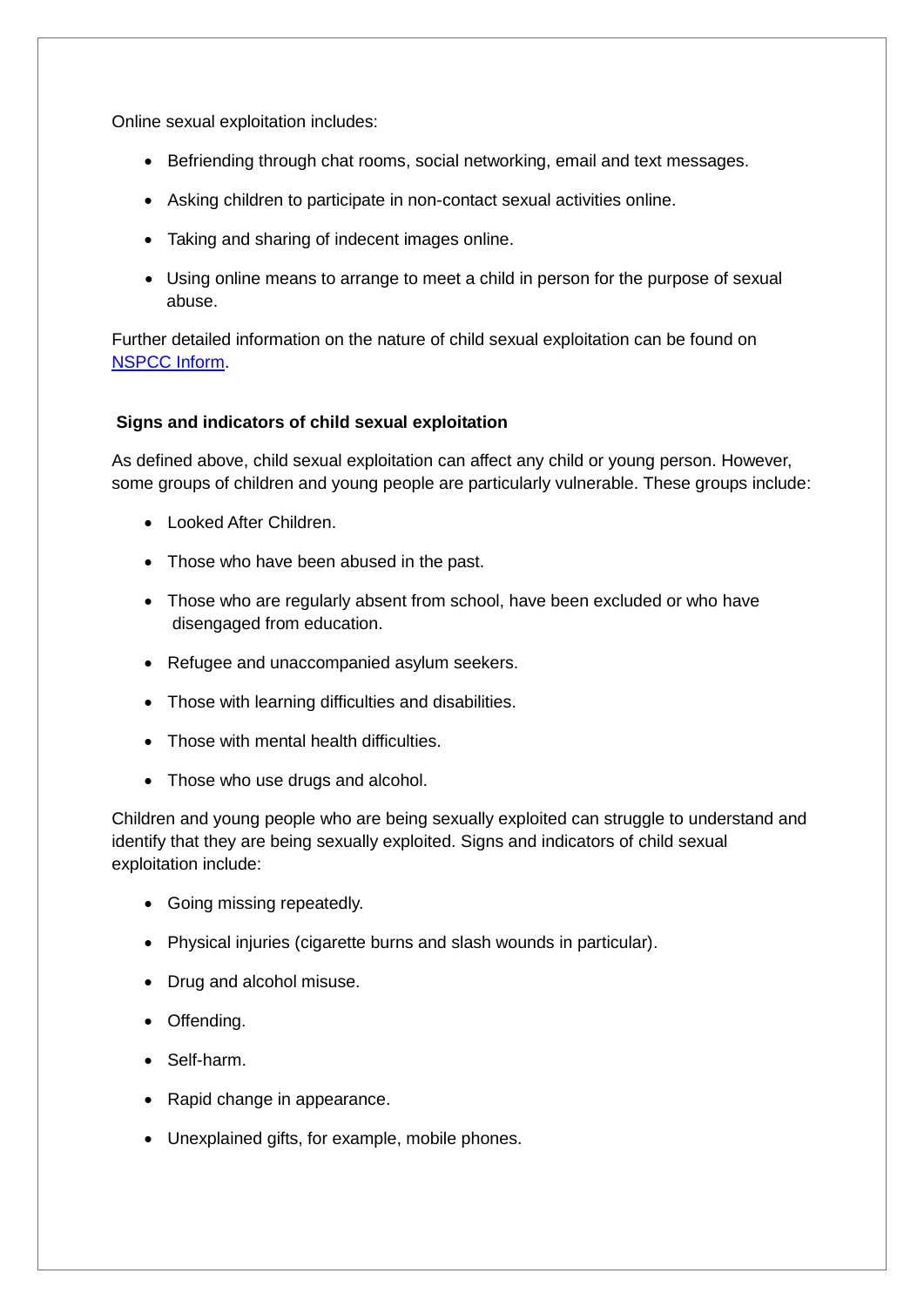Online sexual exploitation includes:

- Befriending through chat rooms, social networking, email and text messages.
- Asking children to participate in non-contact sexual activities online.
- Taking and sharing of indecent images online.
- Using online means to arrange to meet a child in person for the purpose of sexual abuse.

Further detailed information on the nature of child sexual exploitation can be found on [NSPCC Inform](NSPCC Inform).

### Signs and indicators of child sexual exploitation

As defined above, child sexual exploitation can affect any child or young person. However, some groups of children and young people are particularly vulnerable. These groups include:

- Looked After Children.
- Those who have been abused in the past.
- Those who are regularly absent from school, have been excluded or who have disengaged from education.
- Refugee and unaccompanied asylum seekers.
- Those with learning difficulties and disabilities.
- Those with mental health difficulties.
- Those who use drugs and alcohol.

Children and young people who are being sexually exploited can struggle to understand and identify that they are being sexually exploited. Signs and indicators of child sexual exploitation include:

- Going missing repeatedly.
- Physical injuries (cigarette burns and slash wounds in particular).
- Drug and alcohol misuse.
- Offending.
- Self-harm.
- Rapid change in appearance.
- Unexplained gifts, for example, mobile phones.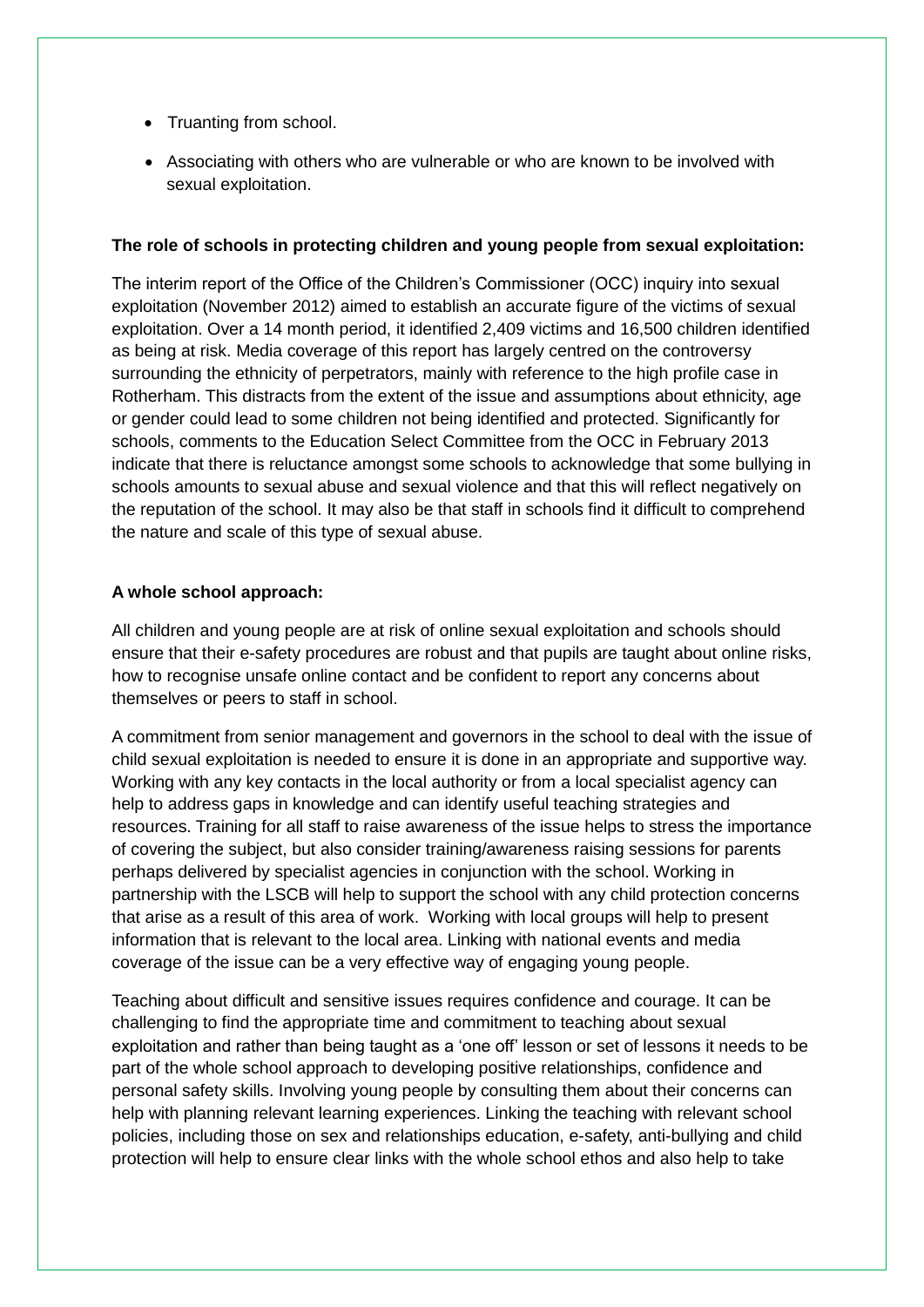- Truanting from school.
- Associating with others who are vulnerable or who are known to be involved with sexual exploitation.

**The role of schools in protecting children and young people from sexual exploitation:**

The interim report of the Office of the Children's Commissioner (OCC) inquiry into sexual exploitation (November 2012) aimed to establish an accurate figure of the victims of sexual exploitation. Over a 14 month period, it identified 2,409 victims and 16,500 children identified as being at risk. Media coverage of this report has largely centred on the controversy surrounding the ethnicity of perpetrators, mainly with reference to the high profile case in Rotherham. This distracts from the extent of the issue and assumptions about ethnicity, age or gender could lead to some children not being identified and protected. Significantly for schools, comments to the Education Select Committee from the OCC in February 2013 indicate that there is reluctance amongst some schools to acknowledge that some bullying in schools amounts to sexual abuse and sexual violence and that this will reflect negatively on the reputation of the school. It may also be that staff in schools find it difficult to comprehend the nature and scale of this type of sexual abuse.

**A whole school approach:**

All children and young people are at risk of online sexual exploitation and schools should ensure that their e-safety procedures are robust and that pupils are taught about online risks, how to recognise unsafe online contact and be confident to report any concerns about themselves or peers to staff in school.

A commitment from senior management and governors in the school to deal with the issue of child sexual exploitation is needed to ensure it is done in an appropriate and supportive way. Working with any key contacts in the local authority or from a local specialist agency can help to address gaps in knowledge and can identify useful teaching strategies and resources. Training for all staff to raise awareness of the issue helps to stress the importance of covering the subject, but also consider training/awareness raising sessions for parents perhaps delivered by specialist agencies in conjunction with the school. Working in partnership with the LSCB will help to support the school with any child protection concerns that arise as a result of this area of work. Working with local groups will help to present information that is relevant to the local area. Linking with national events and media coverage of the issue can be a very effective way of engaging young people.

Teaching about difficult and sensitive issues requires confidence and courage. It can be challenging to find the appropriate time and commitment to teaching about sexual exploitation and rather than being taught as a 'one off' lesson or set of lessons it needs to be part of the whole school approach to developing positive relationships, confidence and personal safety skills. Involving young people by consulting them about their concerns can help with planning relevant learning experiences. Linking the teaching with relevant school policies, including those on sex and relationships education, e-safety, anti-bullying and child protection will help to ensure clear links with the whole school ethos and also help to take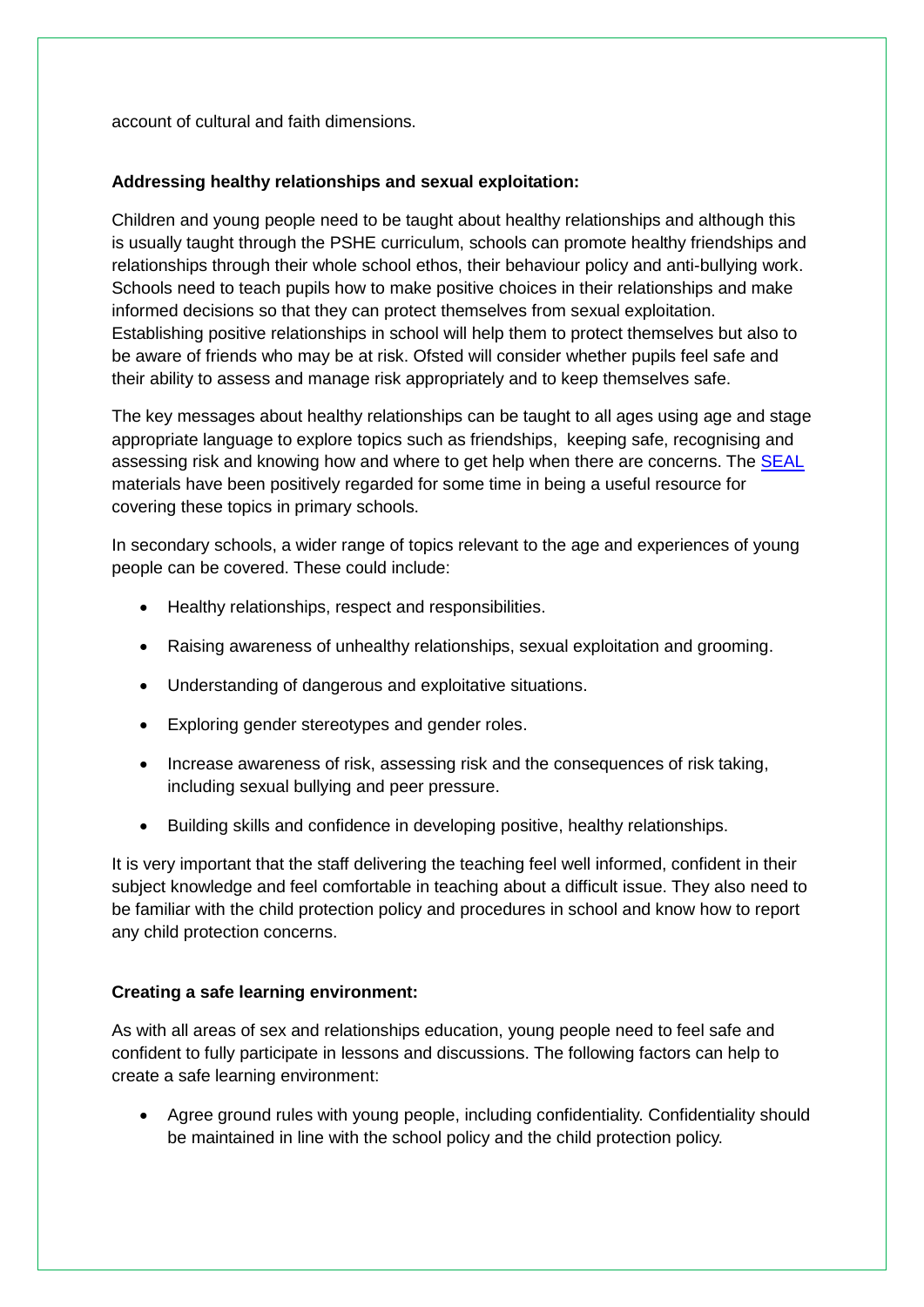account of cultural and faith dimensions.

**Addressing healthy relationships and sexual exploitation:**

Children and young people need to be taught about healthy relationships and although this is usually taught through the PSHE curriculum, schools can promote healthy friendships and relationships through their whole school ethos, their behaviour policy and anti-bullying work. Schools need to teach pupils how to make positive choices in their relationships and make informed decisions so that they can protect themselves from sexual exploitation. Establishing positive relationships in school will help them to protect themselves but also to be aware of friends who may be at risk. Ofsted will consider whether pupils feel safe and their ability to assess and manage risk appropriately and to keep themselves safe.

The key messages about healthy relationships can be taught to all ages using age and stage appropriate language to explore topics such as friendships, keeping safe, recognising and assessing risk and knowing how and where to get help when there are concerns. The SEAL materials have been positively regarded for some time in being a useful resource for covering these topics in primary schools.

In secondary schools, a wider range of topics relevant to the age and experiences of young people can be covered. These could include:

- Healthy relationships, respect and responsibilities.
- Raising awareness of unhealthy relationships, sexual exploitation and grooming.
- Understanding of dangerous and exploitative situations.
- Exploring gender stereotypes and gender roles.
- Increase awareness of risk, assessing risk and the consequences of risk taking, including sexual bullying and peer pressure.
- Building skills and confidence in developing positive, healthy relationships.

It is very important that the staff delivering the teaching feel well informed, confident in their subject knowledge and feel comfortable in teaching about a difficult issue. They also need to be familiar with the child protection policy and procedures in school and know how to report any child protection concerns.

**Creating a safe learning environment:**

As with all areas of sex and relationships education, young people need to feel safe and confident to fully participate in lessons and discussions. The following factors can help to create a safe learning environment:

- Agree ground rules with young people, including confidentiality. Confidentiality should be maintained in line with the school policy and the child protection policy.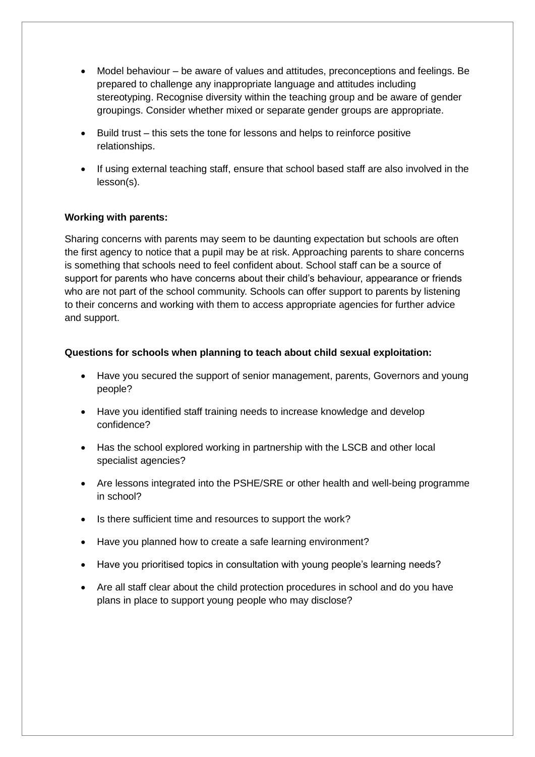- Model behaviour – be aware of values and attitudes, preconceptions and feelings. Be prepared to challenge any inappropriate language and attitudes including stereotyping. Recognise diversity within the teaching group and be aware of gender groupings. Consider whether mixed or separate gender groups are appropriate.
- Build trust – this sets the tone for lessons and helps to reinforce positive relationships.
- If using external teaching staff, ensure that school based staff are also involved in the lesson(s).

**Working with parents:**

Sharing concerns with parents may seem to be daunting expectation but schools are often the first agency to notice that a pupil may be at risk. Approaching parents to share concerns is something that schools need to feel confident about. School staff can be a source of support for parents who have concerns about their child's behaviour, appearance or friends who are not part of the school community. Schools can offer support to parents by listening to their concerns and working with them to access appropriate agencies for further advice and support.

**Questions for schools when planning to teach about child sexual exploitation:**

- Have you secured the support of senior management, parents, Governors and young people?
- Have you identified staff training needs to increase knowledge and develop confidence?
- Has the school explored working in partnership with the LSCB and other local specialist agencies?
- Are lessons integrated into the PSHE/SRE or other health and well-being programme in school?
- Is there sufficient time and resources to support the work?
- Have you planned how to create a safe learning environment?
- Have you prioritised topics in consultation with young people's learning needs?
- Are all staff clear about the child protection procedures in school and do you have plans in place to support young people who may disclose?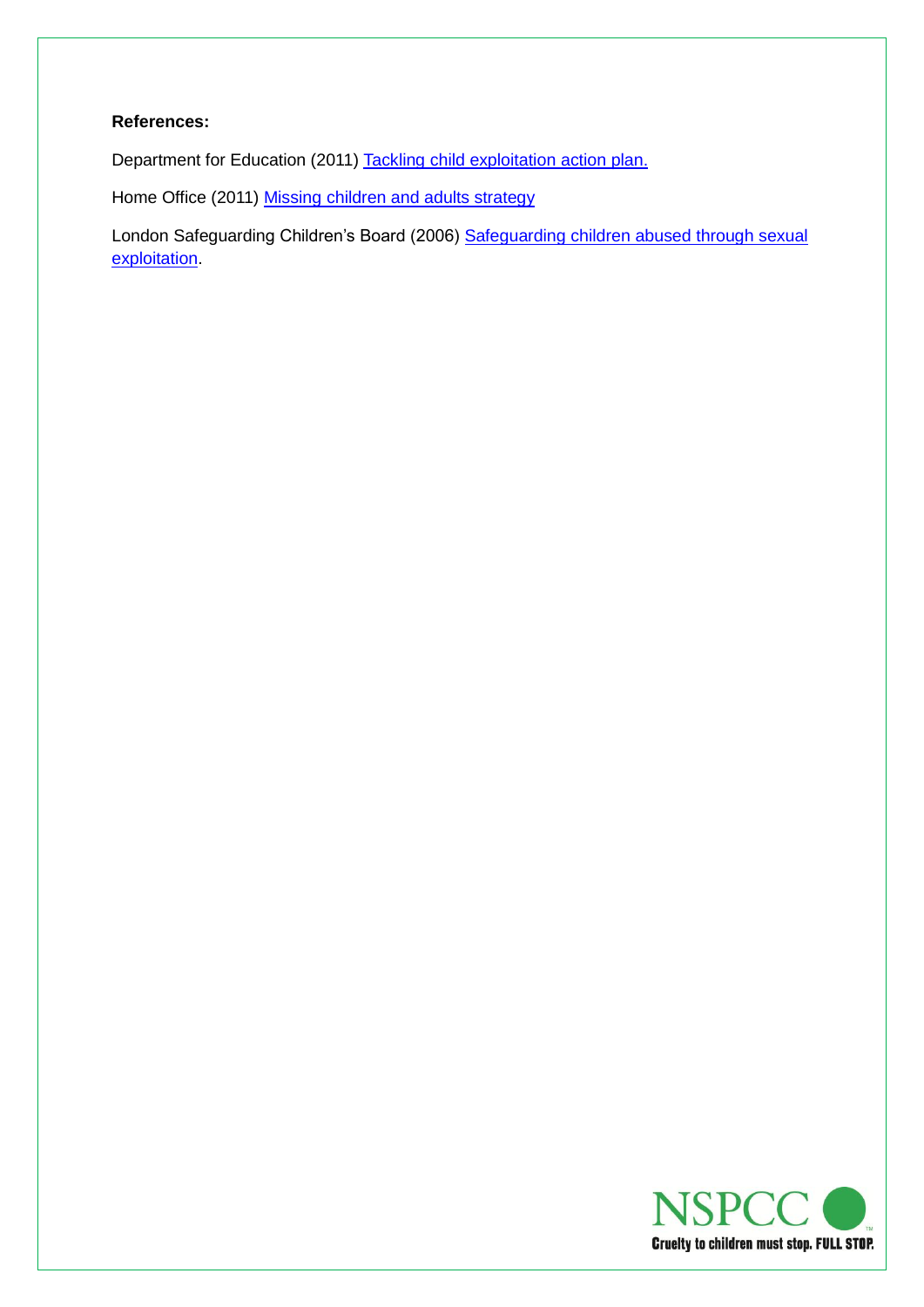**References:**

Department for Education (2011) Tackling child exploitation action plan.

Home Office (2011) Missing children and adults strategy

London Safeguarding Children's Board (2006) Safeguarding children abused through sexual exploitation.